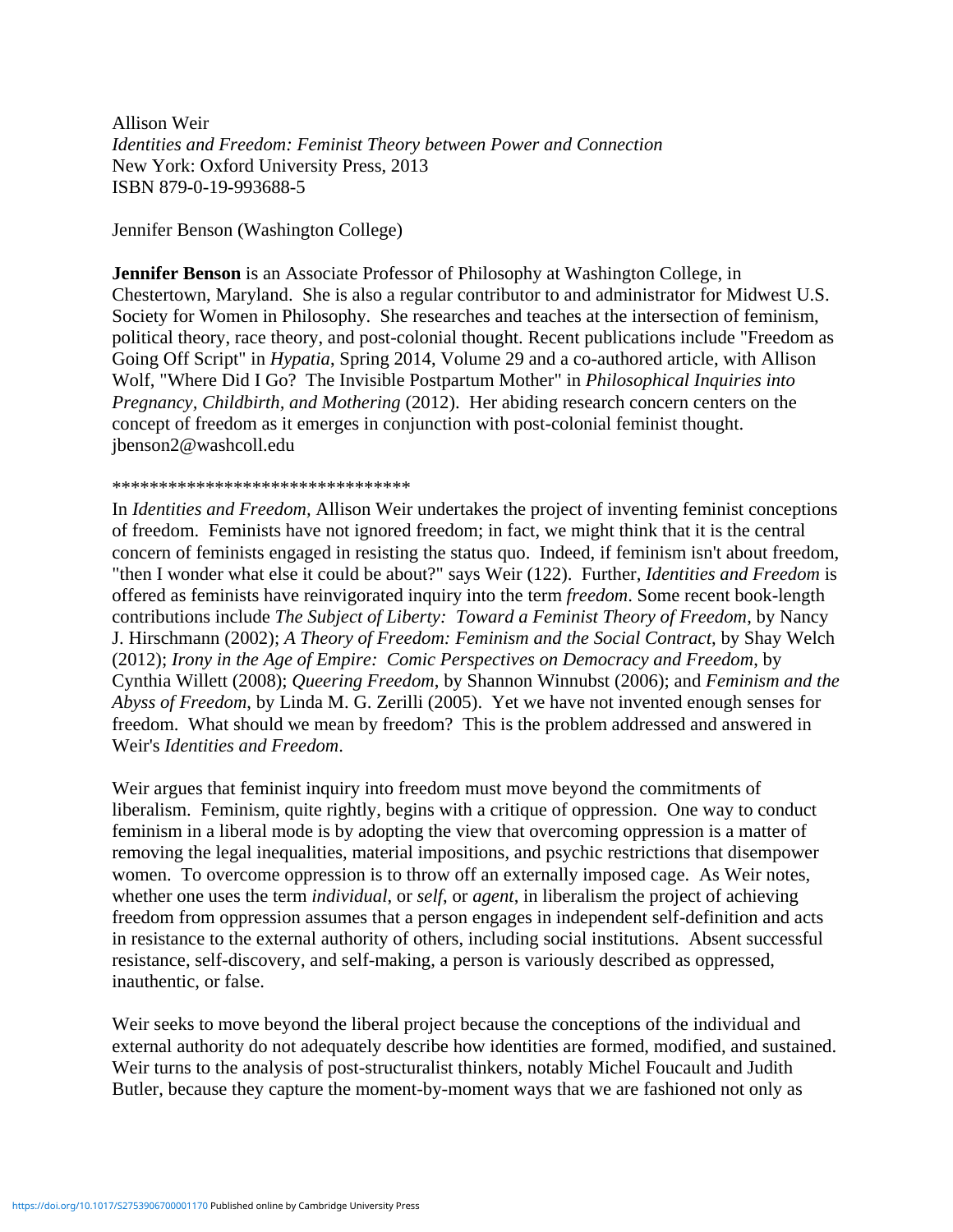Allison Weir
*Identities and Freedom: Feminist Theory between Power and Connection*
New York: Oxford University Press, 2013
ISBN 879-0-19-993688-5

Jennifer Benson (Washington College)

**Jennifer Benson** is an Associate Professor of Philosophy at Washington College, in Chestertown, Maryland. She is also a regular contributor to and administrator for Midwest U.S. Society for Women in Philosophy. She researches and teaches at the intersection of feminism, political theory, race theory, and post-colonial thought. Recent publications include "Freedom as Going Off Script" in *Hypatia*, Spring 2014, Volume 29 and a co-authored article, with Allison Wolf, "Where Did I Go? The Invisible Postpartum Mother" in *Philosophical Inquiries into Pregnancy, Childbirth, and Mothering* (2012). Her abiding research concern centers on the concept of freedom as it emerges in conjunction with post-colonial feminist thought. jbenson2@washcoll.edu

********************************

In *Identities and Freedom*, Allison Weir undertakes the project of inventing feminist conceptions of freedom. Feminists have not ignored freedom; in fact, we might think that it is the central concern of feminists engaged in resisting the status quo. Indeed, if feminism isn't about freedom, "then I wonder what else it could be about?" says Weir (122). Further, *Identities and Freedom* is offered as feminists have reinvigorated inquiry into the term *freedom*. Some recent book-length contributions include *The Subject of Liberty: Toward a Feminist Theory of Freedom*, by Nancy J. Hirschmann (2002); *A Theory of Freedom: Feminism and the Social Contract*, by Shay Welch (2012); *Irony in the Age of Empire: Comic Perspectives on Democracy and Freedom*, by Cynthia Willett (2008); *Queering Freedom*, by Shannon Winnubst (2006); and *Feminism and the Abyss of Freedom*, by Linda M. G. Zerilli (2005). Yet we have not invented enough senses for freedom. What should we mean by freedom? This is the problem addressed and answered in Weir's *Identities and Freedom*.

Weir argues that feminist inquiry into freedom must move beyond the commitments of liberalism. Feminism, quite rightly, begins with a critique of oppression. One way to conduct feminism in a liberal mode is by adopting the view that overcoming oppression is a matter of removing the legal inequalities, material impositions, and psychic restrictions that disempower women. To overcome oppression is to throw off an externally imposed cage. As Weir notes, whether one uses the term *individual*, or *self*, or *agent*, in liberalism the project of achieving freedom from oppression assumes that a person engages in independent self-definition and acts in resistance to the external authority of others, including social institutions. Absent successful resistance, self-discovery, and self-making, a person is variously described as oppressed, inauthentic, or false.

Weir seeks to move beyond the liberal project because the conceptions of the individual and external authority do not adequately describe how identities are formed, modified, and sustained. Weir turns to the analysis of post-structuralist thinkers, notably Michel Foucault and Judith Butler, because they capture the moment-by-moment ways that we are fashioned not only as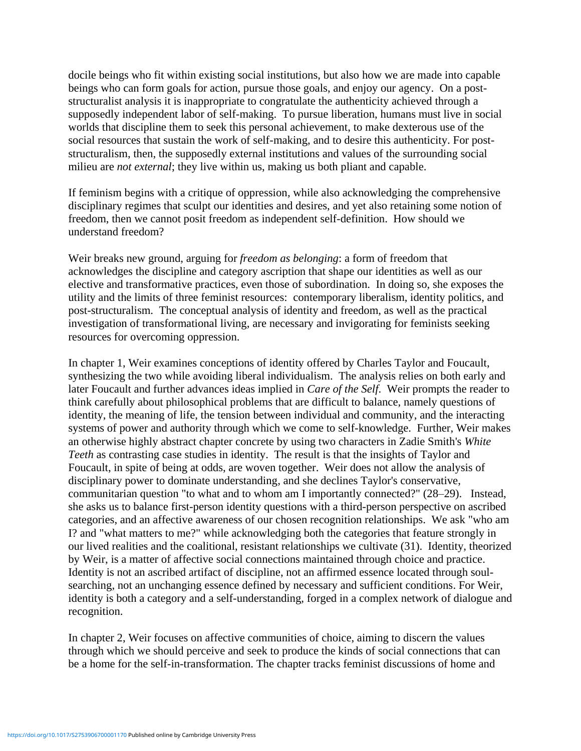docile beings who fit within existing social institutions, but also how we are made into capable beings who can form goals for action, pursue those goals, and enjoy our agency. On a post-structuralist analysis it is inappropriate to congratulate the authenticity achieved through a supposedly independent labor of self-making. To pursue liberation, humans must live in social worlds that discipline them to seek this personal achievement, to make dexterous use of the social resources that sustain the work of self-making, and to desire this authenticity. For post-structuralism, then, the supposedly external institutions and values of the surrounding social milieu are *not external*; they live within us, making us both pliant and capable.

If feminism begins with a critique of oppression, while also acknowledging the comprehensive disciplinary regimes that sculpt our identities and desires, and yet also retaining some notion of freedom, then we cannot posit freedom as independent self-definition. How should we understand freedom?

Weir breaks new ground, arguing for *freedom as belonging*: a form of freedom that acknowledges the discipline and category ascription that shape our identities as well as our elective and transformative practices, even those of subordination. In doing so, she exposes the utility and the limits of three feminist resources: contemporary liberalism, identity politics, and post-structuralism. The conceptual analysis of identity and freedom, as well as the practical investigation of transformational living, are necessary and invigorating for feminists seeking resources for overcoming oppression.

In chapter 1, Weir examines conceptions of identity offered by Charles Taylor and Foucault, synthesizing the two while avoiding liberal individualism. The analysis relies on both early and later Foucault and further advances ideas implied in *Care of the Self*. Weir prompts the reader to think carefully about philosophical problems that are difficult to balance, namely questions of identity, the meaning of life, the tension between individual and community, and the interacting systems of power and authority through which we come to self-knowledge. Further, Weir makes an otherwise highly abstract chapter concrete by using two characters in Zadie Smith's *White Teeth* as contrasting case studies in identity. The result is that the insights of Taylor and Foucault, in spite of being at odds, are woven together. Weir does not allow the analysis of disciplinary power to dominate understanding, and she declines Taylor's conservative, communitarian question "to what and to whom am I importantly connected?" (28–29). Instead, she asks us to balance first-person identity questions with a third-person perspective on ascribed categories, and an affective awareness of our chosen recognition relationships. We ask "who am I? and "what matters to me?" while acknowledging both the categories that feature strongly in our lived realities and the coalitional, resistant relationships we cultivate (31). Identity, theorized by Weir, is a matter of affective social connections maintained through choice and practice. Identity is not an ascribed artifact of discipline, not an affirmed essence located through soul-searching, not an unchanging essence defined by necessary and sufficient conditions. For Weir, identity is both a category and a self-understanding, forged in a complex network of dialogue and recognition.

In chapter 2, Weir focuses on affective communities of choice, aiming to discern the values through which we should perceive and seek to produce the kinds of social connections that can be a home for the self-in-transformation. The chapter tracks feminist discussions of home and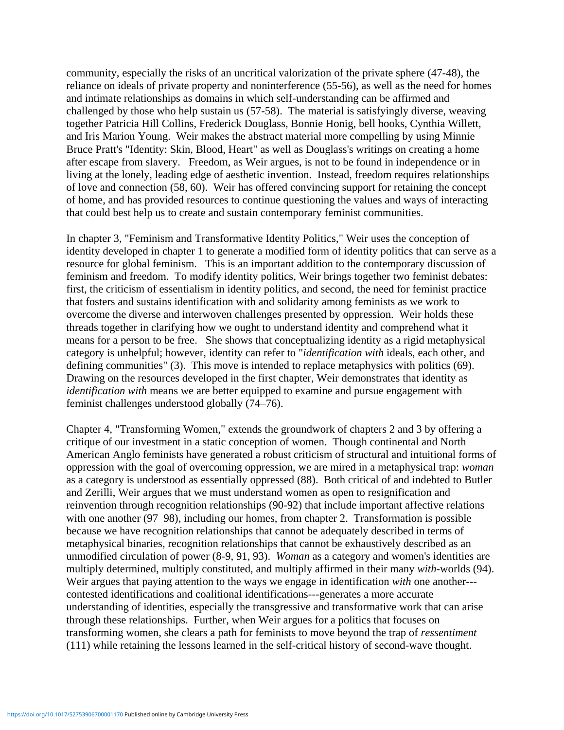community, especially the risks of an uncritical valorization of the private sphere (47-48), the reliance on ideals of private property and noninterference (55-56), as well as the need for homes and intimate relationships as domains in which self-understanding can be affirmed and challenged by those who help sustain us (57-58). The material is satisfyingly diverse, weaving together Patricia Hill Collins, Frederick Douglass, Bonnie Honig, bell hooks, Cynthia Willett, and Iris Marion Young. Weir makes the abstract material more compelling by using Minnie Bruce Pratt's "Identity: Skin, Blood, Heart" as well as Douglass's writings on creating a home after escape from slavery. Freedom, as Weir argues, is not to be found in independence or in living at the lonely, leading edge of aesthetic invention. Instead, freedom requires relationships of love and connection (58, 60). Weir has offered convincing support for retaining the concept of home, and has provided resources to continue questioning the values and ways of interacting that could best help us to create and sustain contemporary feminist communities.

In chapter 3, "Feminism and Transformative Identity Politics," Weir uses the conception of identity developed in chapter 1 to generate a modified form of identity politics that can serve as a resource for global feminism. This is an important addition to the contemporary discussion of feminism and freedom. To modify identity politics, Weir brings together two feminist debates: first, the criticism of essentialism in identity politics, and second, the need for feminist practice that fosters and sustains identification with and solidarity among feminists as we work to overcome the diverse and interwoven challenges presented by oppression. Weir holds these threads together in clarifying how we ought to understand identity and comprehend what it means for a person to be free. She shows that conceptualizing identity as a rigid metaphysical category is unhelpful; however, identity can refer to "*identification with* ideals, each other, and defining communities" (3). This move is intended to replace metaphysics with politics (69). Drawing on the resources developed in the first chapter, Weir demonstrates that identity as *identification with* means we are better equipped to examine and pursue engagement with feminist challenges understood globally (74–76).

Chapter 4, "Transforming Women," extends the groundwork of chapters 2 and 3 by offering a critique of our investment in a static conception of women. Though continental and North American Anglo feminists have generated a robust criticism of structural and intuitional forms of oppression with the goal of overcoming oppression, we are mired in a metaphysical trap: *woman* as a category is understood as essentially oppressed (88). Both critical of and indebted to Butler and Zerilli, Weir argues that we must understand women as open to resignification and reinvention through recognition relationships (90-92) that include important affective relations with one another (97–98), including our homes, from chapter 2. Transformation is possible because we have recognition relationships that cannot be adequately described in terms of metaphysical binaries, recognition relationships that cannot be exhaustively described as an unmodified circulation of power (8-9, 91, 93). *Woman* as a category and women's identities are multiply determined, multiply constituted, and multiply affirmed in their many *with*-worlds (94). Weir argues that paying attention to the ways we engage in identification *with* one another---contested identifications and coalitional identifications---generates a more accurate understanding of identities, especially the transgressive and transformative work that can arise through these relationships. Further, when Weir argues for a politics that focuses on transforming women, she clears a path for feminists to move beyond the trap of *ressentiment* (111) while retaining the lessons learned in the self-critical history of second-wave thought.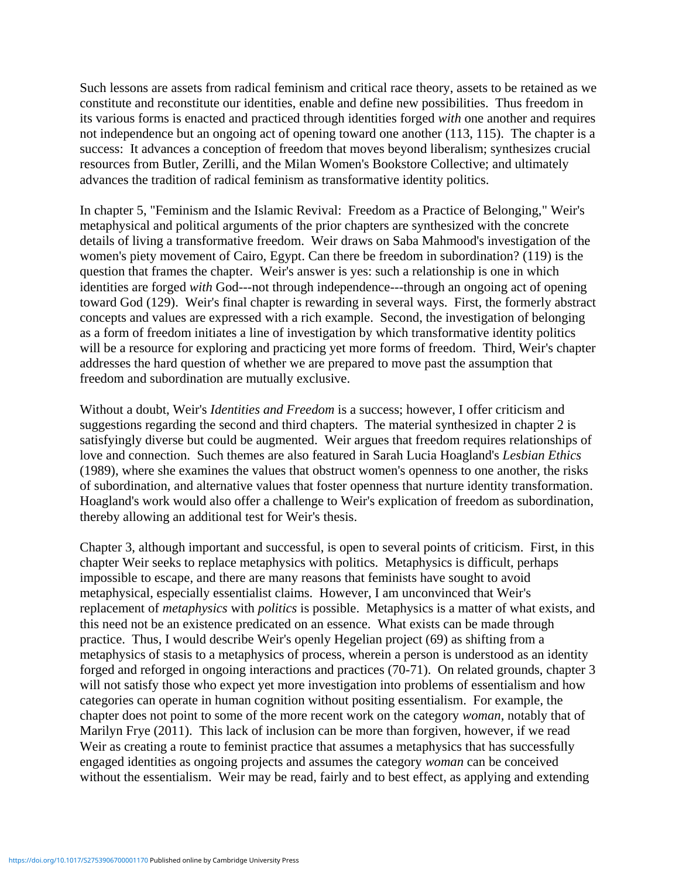Such lessons are assets from radical feminism and critical race theory, assets to be retained as we constitute and reconstitute our identities, enable and define new possibilities. Thus freedom in its various forms is enacted and practiced through identities forged *with* one another and requires not independence but an ongoing act of opening toward one another (113, 115). The chapter is a success: It advances a conception of freedom that moves beyond liberalism; synthesizes crucial resources from Butler, Zerilli, and the Milan Women's Bookstore Collective; and ultimately advances the tradition of radical feminism as transformative identity politics.

In chapter 5, "Feminism and the Islamic Revival: Freedom as a Practice of Belonging," Weir's metaphysical and political arguments of the prior chapters are synthesized with the concrete details of living a transformative freedom. Weir draws on Saba Mahmood's investigation of the women's piety movement of Cairo, Egypt. Can there be freedom in subordination? (119) is the question that frames the chapter. Weir's answer is yes: such a relationship is one in which identities are forged *with* God---not through independence---through an ongoing act of opening toward God (129). Weir's final chapter is rewarding in several ways. First, the formerly abstract concepts and values are expressed with a rich example. Second, the investigation of belonging as a form of freedom initiates a line of investigation by which transformative identity politics will be a resource for exploring and practicing yet more forms of freedom. Third, Weir's chapter addresses the hard question of whether we are prepared to move past the assumption that freedom and subordination are mutually exclusive.

Without a doubt, Weir's *Identities and Freedom* is a success; however, I offer criticism and suggestions regarding the second and third chapters. The material synthesized in chapter 2 is satisfyingly diverse but could be augmented. Weir argues that freedom requires relationships of love and connection. Such themes are also featured in Sarah Lucia Hoagland's *Lesbian Ethics* (1989), where she examines the values that obstruct women's openness to one another, the risks of subordination, and alternative values that foster openness that nurture identity transformation. Hoagland's work would also offer a challenge to Weir's explication of freedom as subordination, thereby allowing an additional test for Weir's thesis.

Chapter 3, although important and successful, is open to several points of criticism. First, in this chapter Weir seeks to replace metaphysics with politics. Metaphysics is difficult, perhaps impossible to escape, and there are many reasons that feminists have sought to avoid metaphysical, especially essentialist claims. However, I am unconvinced that Weir's replacement of *metaphysics* with *politics* is possible. Metaphysics is a matter of what exists, and this need not be an existence predicated on an essence. What exists can be made through practice. Thus, I would describe Weir's openly Hegelian project (69) as shifting from a metaphysics of stasis to a metaphysics of process, wherein a person is understood as an identity forged and reforged in ongoing interactions and practices (70-71). On related grounds, chapter 3 will not satisfy those who expect yet more investigation into problems of essentialism and how categories can operate in human cognition without positing essentialism. For example, the chapter does not point to some of the more recent work on the category *woman*, notably that of Marilyn Frye (2011). This lack of inclusion can be more than forgiven, however, if we read Weir as creating a route to feminist practice that assumes a metaphysics that has successfully engaged identities as ongoing projects and assumes the category *woman* can be conceived without the essentialism. Weir may be read, fairly and to best effect, as applying and extending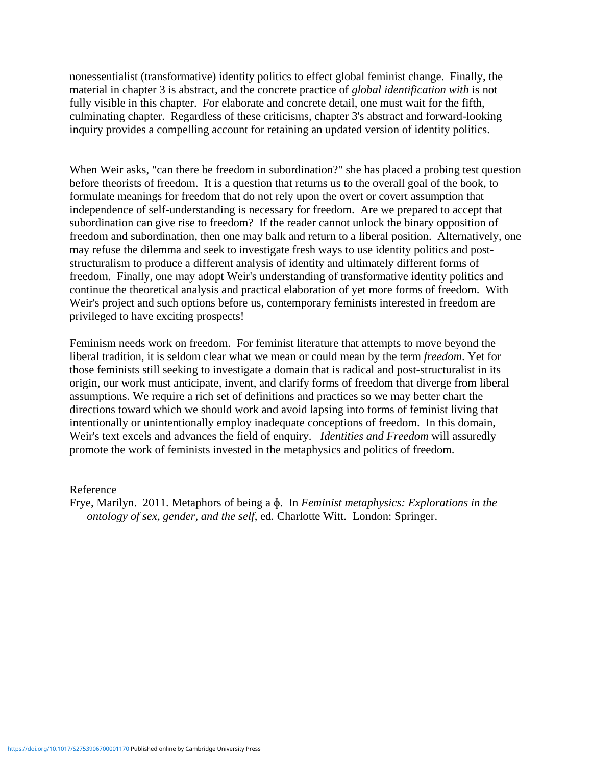nonessentialist (transformative) identity politics to effect global feminist change. Finally, the material in chapter 3 is abstract, and the concrete practice of *global identification with* is not fully visible in this chapter. For elaborate and concrete detail, one must wait for the fifth, culminating chapter. Regardless of these criticisms, chapter 3's abstract and forward-looking inquiry provides a compelling account for retaining an updated version of identity politics.

When Weir asks, "can there be freedom in subordination?" she has placed a probing test question before theorists of freedom. It is a question that returns us to the overall goal of the book, to formulate meanings for freedom that do not rely upon the overt or covert assumption that independence of self-understanding is necessary for freedom. Are we prepared to accept that subordination can give rise to freedom? If the reader cannot unlock the binary opposition of freedom and subordination, then one may balk and return to a liberal position. Alternatively, one may refuse the dilemma and seek to investigate fresh ways to use identity politics and post-structuralism to produce a different analysis of identity and ultimately different forms of freedom. Finally, one may adopt Weir's understanding of transformative identity politics and continue the theoretical analysis and practical elaboration of yet more forms of freedom. With Weir's project and such options before us, contemporary feminists interested in freedom are privileged to have exciting prospects!

Feminism needs work on freedom. For feminist literature that attempts to move beyond the liberal tradition, it is seldom clear what we mean or could mean by the term *freedom*. Yet for those feminists still seeking to investigate a domain that is radical and post-structuralist in its origin, our work must anticipate, invent, and clarify forms of freedom that diverge from liberal assumptions. We require a rich set of definitions and practices so we may better chart the directions toward which we should work and avoid lapsing into forms of feminist living that intentionally or unintentionally employ inadequate conceptions of freedom. In this domain, Weir's text excels and advances the field of enquiry. *Identities and Freedom* will assuredly promote the work of feminists invested in the metaphysics and politics of freedom.

Reference

Frye, Marilyn. 2011. Metaphors of being a ϕ. In *Feminist metaphysics: Explorations in the ontology of sex, gender, and the self*, ed. Charlotte Witt. London: Springer.